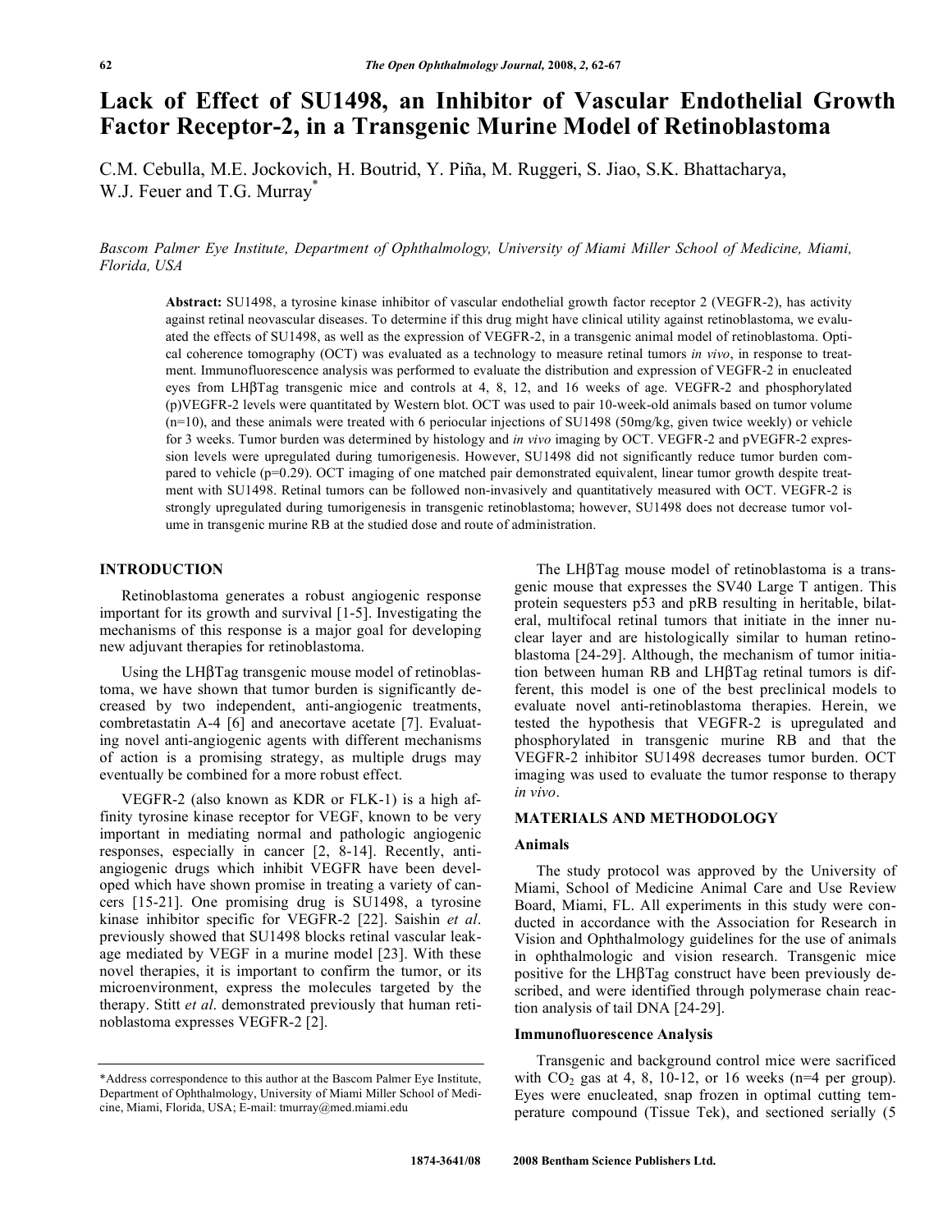# Lack of Effect of SU1498, an Inhibitor of Vascular Endothelial Growth Factor Receptor-2, in a Transgenic Murine Model of Retinoblastoma

C.M. Cebulla, M.E. Jockovich, H. Boutrid, Y. Piña, M. Ruggeri, S. Jiao, S.K. Bhattacharya, W.J. Feuer and T.G. Murray*

*Bascom Palmer Eye Institute, Department of Ophthalmology, University of Miami Miller School of Medicine, Miami, Florida, USA*

**Abstract:** SU1498, a tyrosine kinase inhibitor of vascular endothelial growth factor receptor 2 (VEGFR-2), has activity against retinal neovascular diseases. To determine if this drug might have clinical utility against retinoblastoma, we evaluated the effects of SU1498, as well as the expression of VEGFR-2, in a transgenic animal model of retinoblastoma. Optical coherence tomography (OCT) was evaluated as a technology to measure retinal tumors *in vivo*, in response to treatment. Immunofluorescence analysis was performed to evaluate the distribution and expression of VEGFR-2 in enucleated eyes from LHβTag transgenic mice and controls at 4, 8, 12, and 16 weeks of age. VEGFR-2 and phosphorylated (p)VEGFR-2 levels were quantitated by Western blot. OCT was used to pair 10-week-old animals based on tumor volume (n=10), and these animals were treated with 6 periocular injections of SU1498 (50mg/kg, given twice weekly) or vehicle for 3 weeks. Tumor burden was determined by histology and *in vivo* imaging by OCT. VEGFR-2 and pVEGFR-2 expression levels were upregulated during tumorigenesis. However, SU1498 did not significantly reduce tumor burden compared to vehicle (p=0.29). OCT imaging of one matched pair demonstrated equivalent, linear tumor growth despite treatment with SU1498. Retinal tumors can be followed non-invasively and quantitatively measured with OCT. VEGFR-2 is strongly upregulated during tumorigenesis in transgenic retinoblastoma; however, SU1498 does not decrease tumor volume in transgenic murine RB at the studied dose and route of administration.

## INTRODUCTION

Retinoblastoma generates a robust angiogenic response important for its growth and survival [1-5]. Investigating the mechanisms of this response is a major goal for developing new adjuvant therapies for retinoblastoma.

Using the LHβTag transgenic mouse model of retinoblastoma, we have shown that tumor burden is significantly decreased by two independent, anti-angiogenic treatments, combretastatin A-4 [6] and anecortave acetate [7]. Evaluating novel anti-angiogenic agents with different mechanisms of action is a promising strategy, as multiple drugs may eventually be combined for a more robust effect.

VEGFR-2 (also known as KDR or FLK-1) is a high affinity tyrosine kinase receptor for VEGF, known to be very important in mediating normal and pathologic angiogenic responses, especially in cancer [2, 8-14]. Recently, anti-angiogenic drugs which inhibit VEGFR have been developed which have shown promise in treating a variety of cancers [15-21]. One promising drug is SU1498, a tyrosine kinase inhibitor specific for VEGFR-2 [22]. Saishin *et al*. previously showed that SU1498 blocks retinal vascular leakage mediated by VEGF in a murine model [23]. With these novel therapies, it is important to confirm the tumor, or its microenvironment, express the molecules targeted by the therapy. Stitt *et al*. demonstrated previously that human retinoblastoma expresses VEGFR-2 [2].

The LHβTag mouse model of retinoblastoma is a transgenic mouse that expresses the SV40 Large T antigen. This protein sequesters p53 and pRB resulting in heritable, bilateral, multifocal retinal tumors that initiate in the inner nuclear layer and are histologically similar to human retinoblastoma [24-29]. Although, the mechanism of tumor initiation between human RB and LHβTag retinal tumors is different, this model is one of the best preclinical models to evaluate novel anti-retinoblastoma therapies. Herein, we tested the hypothesis that VEGFR-2 is upregulated and phosphorylated in transgenic murine RB and that the VEGFR-2 inhibitor SU1498 decreases tumor burden. OCT imaging was used to evaluate the tumor response to therapy *in vivo*.

## MATERIALS AND METHODOLOGY

### Animals

The study protocol was approved by the University of Miami, School of Medicine Animal Care and Use Review Board, Miami, FL. All experiments in this study were conducted in accordance with the Association for Research in Vision and Ophthalmology guidelines for the use of animals in ophthalmologic and vision research. Transgenic mice positive for the LHβTag construct have been previously described, and were identified through polymerase chain reaction analysis of tail DNA [24-29].

### Immunofluorescence Analysis

Transgenic and background control mice were sacrificed with $CO_2$ gas at 4, 8, 10-12, or 16 weeks (n=4 per group). Eyes were enucleated, snap frozen in optimal cutting temperature compound (Tissue Tek), and sectioned serially (5

*Address correspondence to this author at the Bascom Palmer Eye Institute, Department of Ophthalmology, University of Miami Miller School of Medicine, Miami, Florida, USA; E-mail: tmurray@med.miami.edu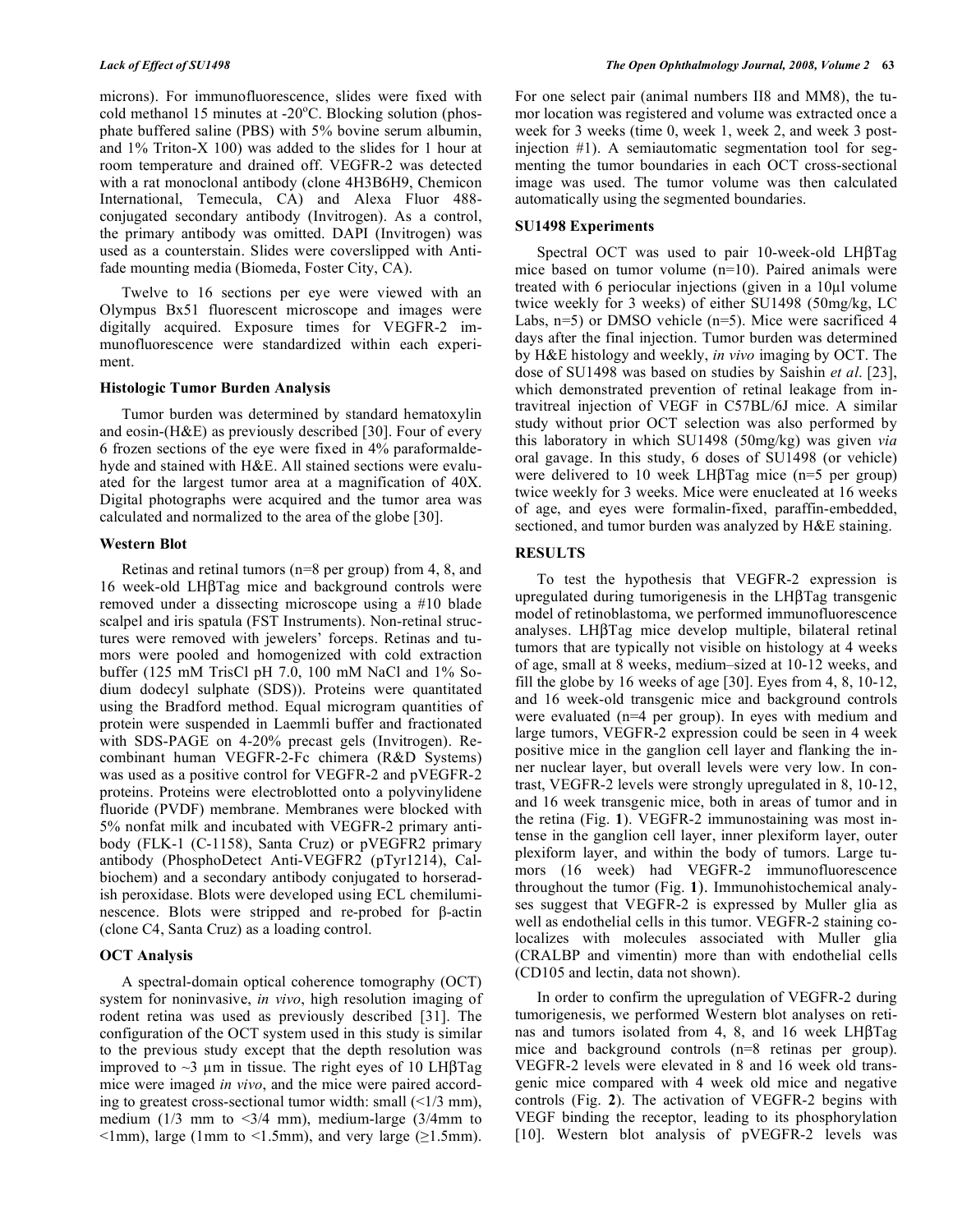microns). For immunofluorescence, slides were fixed with cold methanol 15 minutes at -20°C. Blocking solution (phosphate buffered saline (PBS) with 5% bovine serum albumin, and 1% Triton-X 100) was added to the slides for 1 hour at room temperature and drained off. VEGFR-2 was detected with a rat monoclonal antibody (clone 4H3B6H9, Chemicon International, Temecula, CA) and Alexa Fluor 488-conjugated secondary antibody (Invitrogen). As a control, the primary antibody was omitted. DAPI (Invitrogen) was used as a counterstain. Slides were coverslipped with Anti-fade mounting media (Biomeda, Foster City, CA).

Twelve to 16 sections per eye were viewed with an Olympus Bx51 fluorescent microscope and images were digitally acquired. Exposure times for VEGFR-2 immunofluorescence were standardized within each experiment.

### Histologic Tumor Burden Analysis

Tumor burden was determined by standard hematoxylin and eosin-(H&E) as previously described [30]. Four of every 6 frozen sections of the eye were fixed in 4% paraformaldehyde and stained with H&E. All stained sections were evaluated for the largest tumor area at a magnification of 40X. Digital photographs were acquired and the tumor area was calculated and normalized to the area of the globe [30].

### Western Blot

Retinas and retinal tumors (n=8 per group) from 4, 8, and 16 week-old LHβTag mice and background controls were removed under a dissecting microscope using a #10 blade scalpel and iris spatula (FST Instruments). Non-retinal structures were removed with jewelers' forceps. Retinas and tumors were pooled and homogenized with cold extraction buffer (125 mM TrisCl pH 7.0, 100 mM NaCl and 1% Sodium dodecyl sulphate (SDS)). Proteins were quantitated using the Bradford method. Equal microgram quantities of protein were suspended in Laemmli buffer and fractionated with SDS-PAGE on 4-20% precast gels (Invitrogen). Recombinant human VEGFR-2-Fc chimera (R&D Systems) was used as a positive control for VEGFR-2 and pVEGFR-2 proteins. Proteins were electroblotted onto a polyvinylidene fluoride (PVDF) membrane. Membranes were blocked with 5% nonfat milk and incubated with VEGFR-2 primary antibody (FLK-1 (C-1158), Santa Cruz) or pVEGFR2 primary antibody (PhosphoDetect Anti-VEGFR2 (pTyr1214), Calbiochem) and a secondary antibody conjugated to horseradish peroxidase. Blots were developed using ECL chemiluminescence. Blots were stripped and re-probed for β-actin (clone C4, Santa Cruz) as a loading control.

### OCT Analysis

A spectral-domain optical coherence tomography (OCT) system for noninvasive, *in vivo*, high resolution imaging of rodent retina was used as previously described [31]. The configuration of the OCT system used in this study is similar to the previous study except that the depth resolution was improved to ~3 µm in tissue. The right eyes of 10 LHβTag mice were imaged *in vivo*, and the mice were paired according to greatest cross-sectional tumor width: small (<1/3 mm), medium (1/3 mm to <3/4 mm), medium-large (3/4mm to <1mm), large (1mm to <1.5mm), and very large (≥1.5mm). For one select pair (animal numbers II8 and MM8), the tumor location was registered and volume was extracted once a week for 3 weeks (time 0, week 1, week 2, and week 3 post-injection #1). A semiautomatic segmentation tool for segmenting the tumor boundaries in each OCT cross-sectional image was used. The tumor volume was then calculated automatically using the segmented boundaries.

### SU1498 Experiments

Spectral OCT was used to pair 10-week-old LHβTag mice based on tumor volume (n=10). Paired animals were treated with 6 periocular injections (given in a 10µl volume twice weekly for 3 weeks) of either SU1498 (50mg/kg, LC Labs, n=5) or DMSO vehicle (n=5). Mice were sacrificed 4 days after the final injection. Tumor burden was determined by H&E histology and weekly, *in vivo* imaging by OCT. The dose of SU1498 was based on studies by Saishin *et al*. [23], which demonstrated prevention of retinal leakage from intravitreal injection of VEGF in C57BL/6J mice. A similar study without prior OCT selection was also performed by this laboratory in which SU1498 (50mg/kg) was given *via* oral gavage. In this study, 6 doses of SU1498 (or vehicle) were delivered to 10 week LHβTag mice (n=5 per group) twice weekly for 3 weeks. Mice were enucleated at 16 weeks of age, and eyes were formalin-fixed, paraffin-embedded, sectioned, and tumor burden was analyzed by H&E staining.

## RESULTS

To test the hypothesis that VEGFR-2 expression is upregulated during tumorigenesis in the LHβTag transgenic model of retinoblastoma, we performed immunofluorescence analyses. LHβTag mice develop multiple, bilateral retinal tumors that are typically not visible on histology at 4 weeks of age, small at 8 weeks, medium–sized at 10-12 weeks, and fill the globe by 16 weeks of age [30]. Eyes from 4, 8, 10-12, and 16 week-old transgenic mice and background controls were evaluated (n=4 per group). In eyes with medium and large tumors, VEGFR-2 expression could be seen in 4 week positive mice in the ganglion cell layer and flanking the inner nuclear layer, but overall levels were very low. In contrast, VEGFR-2 levels were strongly upregulated in 8, 10-12, and 16 week transgenic mice, both in areas of tumor and in the retina (Fig. **1**). VEGFR-2 immunostaining was most intense in the ganglion cell layer, inner plexiform layer, outer plexiform layer, and within the body of tumors. Large tumors (16 week) had VEGFR-2 immunofluorescence throughout the tumor (Fig. **1**). Immunohistochemical analyses suggest that VEGFR-2 is expressed by Muller glia as well as endothelial cells in this tumor. VEGFR-2 staining co-localizes with molecules associated with Muller glia (CRALBP and vimentin) more than with endothelial cells (CD105 and lectin, data not shown).

In order to confirm the upregulation of VEGFR-2 during tumorigenesis, we performed Western blot analyses on retinas and tumors isolated from 4, 8, and 16 week LHβTag mice and background controls (n=8 retinas per group). VEGFR-2 levels were elevated in 8 and 16 week old transgenic mice compared with 4 week old mice and negative controls (Fig. **2**). The activation of VEGFR-2 begins with VEGF binding the receptor, leading to its phosphorylation [10]. Western blot analysis of pVEGFR-2 levels was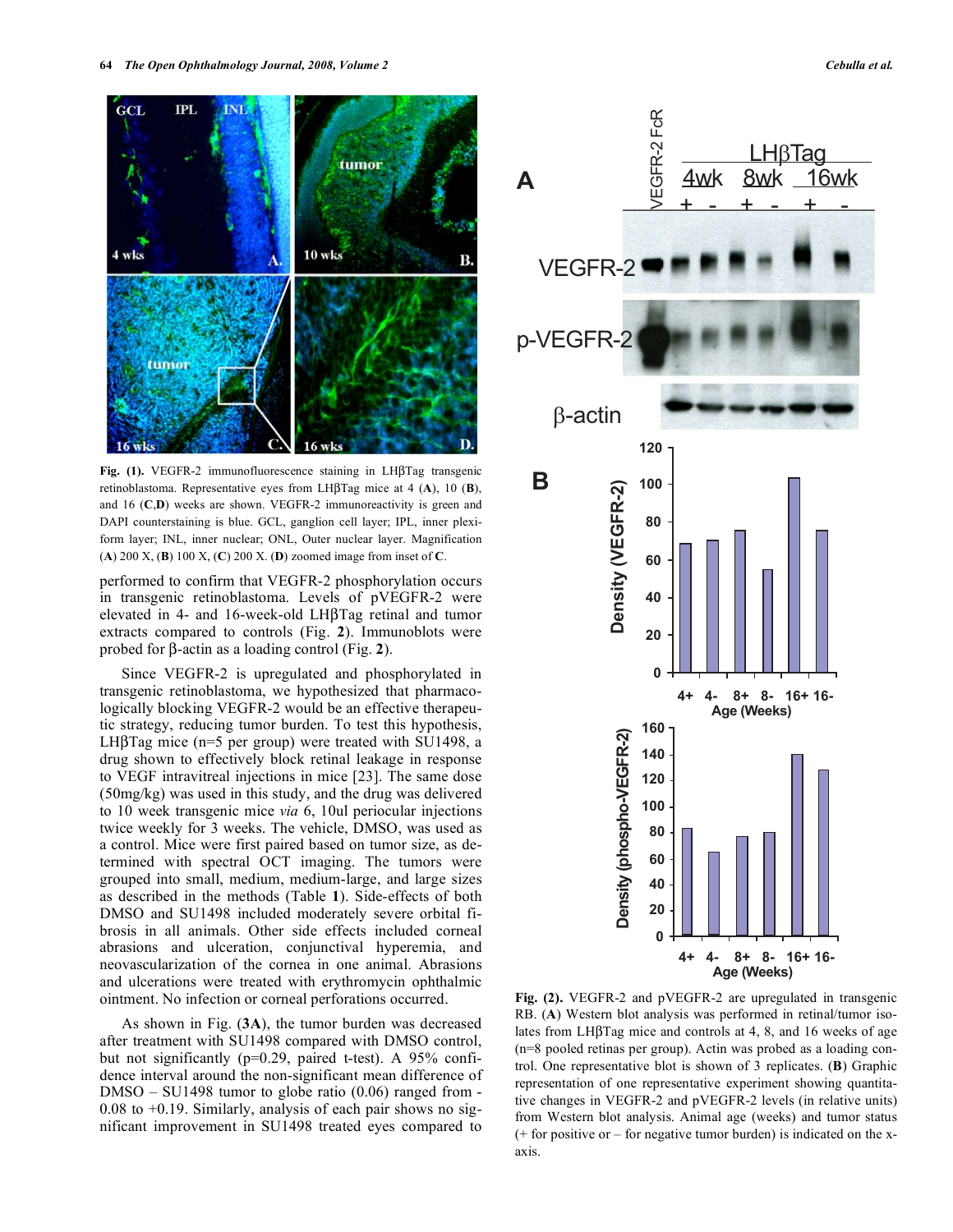GCL IPL INL

4 wks A.

tumor

10 wks B.

tumor

16 wks C.

16 wks D.

**Fig. (1).** VEGFR-2 immunofluorescence staining in LHβTag transgenic retinoblastoma. Representative eyes from LHβTag mice at 4 (**A**), 10 (**B**), and 16 (**C**,**D**) weeks are shown. VEGFR-2 immunoreactivity is green and DAPI counterstaining is blue. GCL, ganglion cell layer; IPL, inner plexiform layer; INL, inner nuclear; ONL, Outer nuclear layer. Magnification (**A**) 200 X, (**B**) 100 X, (**C**) 200 X. (**D**) zoomed image from inset of **C**.

performed to confirm that VEGFR-2 phosphorylation occurs in transgenic retinoblastoma. Levels of pVEGFR-2 were elevated in 4- and 16-week-old LHβTag retinal and tumor extracts compared to controls (Fig. **2**). Immunoblots were probed for β-actin as a loading control (Fig. **2**).

Since VEGFR-2 is upregulated and phosphorylated in transgenic retinoblastoma, we hypothesized that pharmacologically blocking VEGFR-2 would be an effective therapeutic strategy, reducing tumor burden. To test this hypothesis, LHβTag mice (n=5 per group) were treated with SU1498, a drug shown to effectively block retinal leakage in response to VEGF intravitreal injections in mice [23]. The same dose (50mg/kg) was used in this study, and the drug was delivered to 10 week transgenic mice *via* 6, 10ul periocular injections twice weekly for 3 weeks. The vehicle, DMSO, was used as a control. Mice were first paired based on tumor size, as determined with spectral OCT imaging. The tumors were grouped into small, medium, medium-large, and large sizes as described in the methods (Table **1**). Side-effects of both DMSO and SU1498 included moderately severe orbital fibrosis in all animals. Other side effects included corneal abrasions and ulceration, conjunctival hyperemia, and neovascularization of the cornea in one animal. Abrasions and ulcerations were treated with erythromycin ophthalmic ointment. No infection or corneal perforations occurred.

As shown in Fig. (**3A**), the tumor burden was decreased after treatment with SU1498 compared with DMSO control, but not significantly (p=0.29, paired t-test). A 95% confidence interval around the non-significant mean difference of DMSO – SU1498 tumor to globe ratio (0.06) ranged from -0.08 to +0.19. Similarly, analysis of each pair shows no significant improvement in SU1498 treated eyes compared to

**A**

VEGFR-2 FcR

LHβTag

4wk 8wk 16wk

+ - + - + -

VEGFR-2

p-VEGFR-2

β-actin

**B**

Density (VEGFR-2)

0 20 40 60 80 100 120

4+ 4- 8+ 8- 16+ 16-

Age (Weeks)

Density (phospho-VEGFR-2)

0 20 40 60 80 100 120 140 160

4+ 4- 8+ 8- 16+ 16-

Age (Weeks)

**Fig. (2).** VEGFR-2 and pVEGFR-2 are upregulated in transgenic RB. (**A**) Western blot analysis was performed in retinal/tumor isolates from LHβTag mice and controls at 4, 8, and 16 weeks of age (n=8 pooled retinas per group). Actin was probed as a loading control. One representative blot is shown of 3 replicates. (**B**) Graphic representation of one representative experiment showing quantitative changes in VEGFR-2 and pVEGFR-2 levels (in relative units) from Western blot analysis. Animal age (weeks) and tumor status (+ for positive or – for negative tumor burden) is indicated on the x-axis.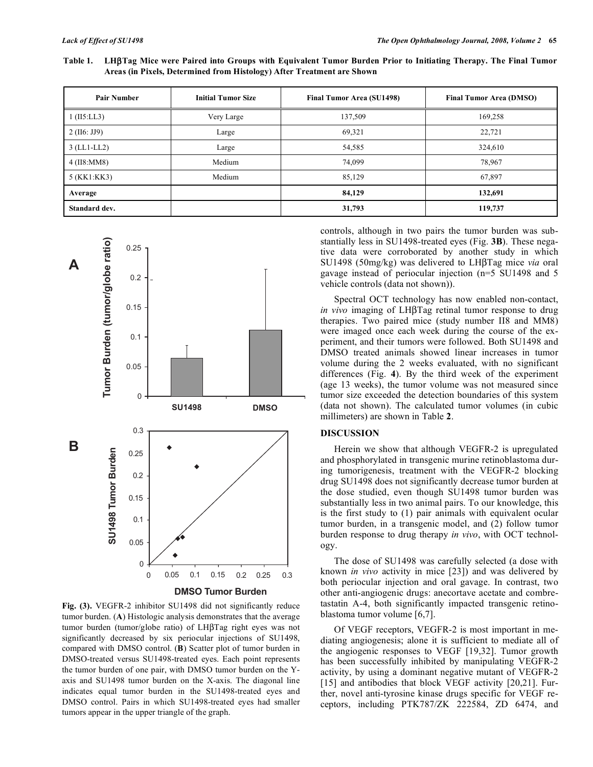**Table 1. LHβTag Mice were Paired into Groups with Equivalent Tumor Burden Prior to Initiating Therapy. The Final Tumor Areas (in Pixels, Determined from Histology) After Treatment are Shown**

| Pair Number | Initial Tumor Size | Final Tumor Area (SU1498) | Final Tumor Area (DMSO) |
|---|---|---|---|
| 1 (II5:LL3) | Very Large | 137,509 | 169,258 |
| 2 (II6: JJ9) | Large | 69,321 | 22,721 |
| 3 (LL1-LL2) | Large | 54,585 | 324,610 |
| 4 (II8:MM8) | Medium | 74,099 | 78,967 |
| 5 (KK1:KK3) | Medium | 85,129 | 67,897 |
| **Average** | | **84,129** | **132,691** |
| **Standard dev.** | | **31,793** | **119,737** |

A

Tumor Burden (tumor/globe ratio)

0.25
0.2
0.15
0.1
0.05
0

SU1498
DMSO

B

SU1498 Tumor Burden

0.3
0.25
0.2
0.15
0.1
0.05
0

0 0.05 0.1 0.15 0.2 0.25 0.3

DMSO Tumor Burden

**Fig. (3).** VEGFR-2 inhibitor SU1498 did not significantly reduce tumor burden. (**A**) Histologic analysis demonstrates that the average tumor burden (tumor/globe ratio) of LHβTag right eyes was not significantly decreased by six periocular injections of SU1498, compared with DMSO control. (**B**) Scatter plot of tumor burden in DMSO-treated versus SU1498-treated eyes. Each point represents the tumor burden of one pair, with DMSO tumor burden on the Y-axis and SU1498 tumor burden on the X-axis. The diagonal line indicates equal tumor burden in the SU1498-treated eyes and DMSO control. Pairs in which SU1498-treated eyes had smaller tumors appear in the upper triangle of the graph.

controls, although in two pairs the tumor burden was substantially less in SU1498-treated eyes (Fig. **3B**). These negative data were corroborated by another study in which SU1498 (50mg/kg) was delivered to LHβTag mice *via* oral gavage instead of periocular injection (n=5 SU1498 and 5 vehicle controls (data not shown)).

Spectral OCT technology has now enabled non-contact, *in vivo* imaging of LHβTag retinal tumor response to drug therapies. Two paired mice (study number II8 and MM8) were imaged once each week during the course of the experiment, and their tumors were followed. Both SU1498 and DMSO treated animals showed linear increases in tumor volume during the 2 weeks evaluated, with no significant differences (Fig. **4**). By the third week of the experiment (age 13 weeks), the tumor volume was not measured since tumor size exceeded the detection boundaries of this system (data not shown). The calculated tumor volumes (in cubic millimeters) are shown in Table **2**.

## DISCUSSION

Herein we show that although VEGFR-2 is upregulated and phosphorylated in transgenic murine retinoblastoma during tumorigenesis, treatment with the VEGFR-2 blocking drug SU1498 does not significantly decrease tumor burden at the dose studied, even though SU1498 tumor burden was substantially less in two animal pairs. To our knowledge, this is the first study to (1) pair animals with equivalent ocular tumor burden, in a transgenic model, and (2) follow tumor burden response to drug therapy *in vivo*, with OCT technology.

The dose of SU1498 was carefully selected (a dose with known *in vivo* activity in mice [23]) and was delivered by both periocular injection and oral gavage. In contrast, two other anti-angiogenic drugs: anecortave acetate and combretastatin A-4, both significantly impacted transgenic retinoblastoma tumor volume [6,7].

Of VEGF receptors, VEGFR-2 is most important in mediating angiogenesis; alone it is sufficient to mediate all of the angiogenic responses to VEGF [19,32]. Tumor growth has been successfully inhibited by manipulating VEGFR-2 activity, by using a dominant negative mutant of VEGFR-2 [15] and antibodies that block VEGF activity [20,21]. Further, novel anti-tyrosine kinase drugs specific for VEGF receptors, including PTK787/ZK 222584, ZD 6474, and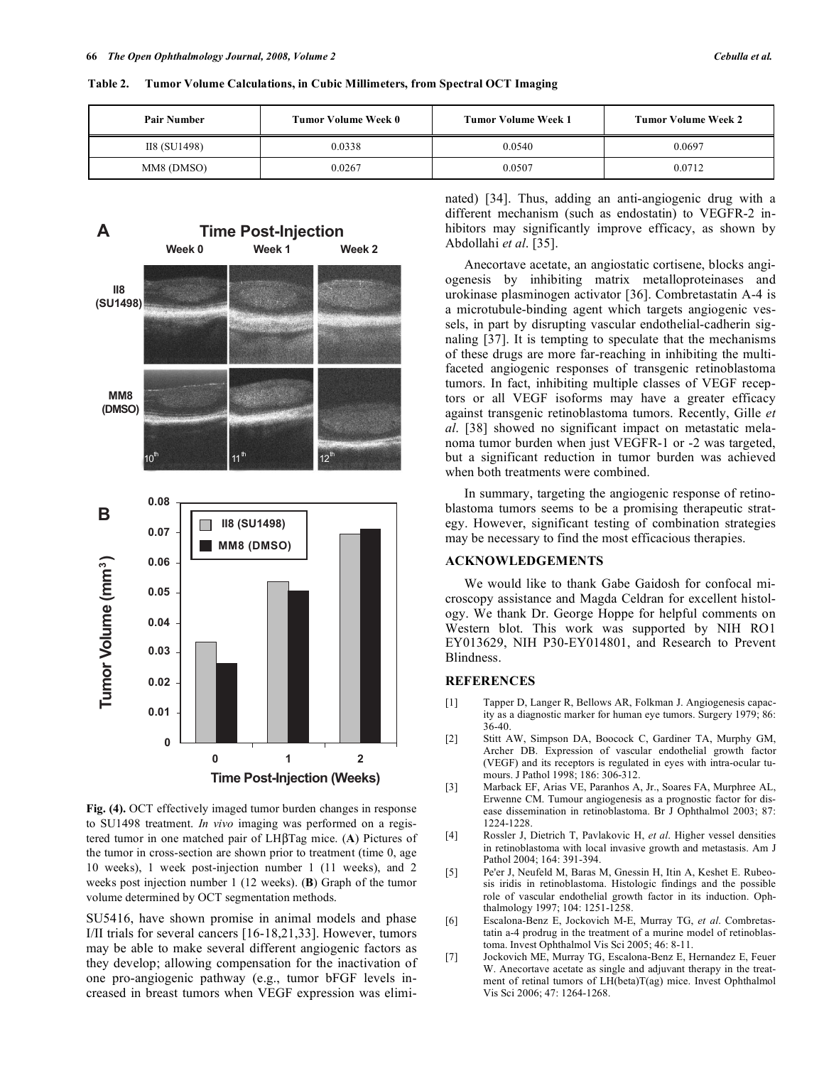**Table 2. Tumor Volume Calculations, in Cubic Millimeters, from Spectral OCT Imaging**

| Pair Number | Tumor Volume Week 0 | Tumor Volume Week 1 | Tumor Volume Week 2 |
|---|---|---|---|
| II8 (SU1498) | 0.0338 | 0.0540 | 0.0697 |
| MM8 (DMSO) | 0.0267 | 0.0507 | 0.0712 |

A

Time Post-Injection

Week 0 Week 1 Week 2

II8 (SU1498)

MM8 (DMSO)

10th 11th 12th

B

Tumor Volume (mm³)

0.08
0.07
0.06
0.05
0.04
0.03
0.02
0.01
0

II8 (SU1498)
MM8 (DMSO)

0 1 2

Time Post-Injection (Weeks)

**Fig. (4).** OCT effectively imaged tumor burden changes in response to SU1498 treatment. *In vivo* imaging was performed on a registered tumor in one matched pair of LHβTag mice. (**A**) Pictures of the tumor in cross-section are shown prior to treatment (time 0, age 10 weeks), 1 week post-injection number 1 (11 weeks), and 2 weeks post injection number 1 (12 weeks). (**B**) Graph of the tumor volume determined by OCT segmentation methods.

SU5416, have shown promise in animal models and phase I/II trials for several cancers [16-18,21,33]. However, tumors may be able to make several different angiogenic factors as they develop; allowing compensation for the inactivation of one pro-angiogenic pathway (e.g., tumor bFGF levels increased in breast tumors when VEGF expression was eliminated) [34]. Thus, adding an anti-angiogenic drug with a different mechanism (such as endostatin) to VEGFR-2 inhibitors may significantly improve efficacy, as shown by Abdollahi *et al*. [35].

Anecortave acetate, an angiostatic cortisene, blocks angiogenesis by inhibiting matrix metalloproteinases and urokinase plasminogen activator [36]. Combretastatin A-4 is a microtubule-binding agent which targets angiogenic vessels, in part by disrupting vascular endothelial-cadherin signaling [37]. It is tempting to speculate that the mechanisms of these drugs are more far-reaching in inhibiting the multifaceted angiogenic responses of transgenic retinoblastoma tumors. In fact, inhibiting multiple classes of VEGF receptors or all VEGF isoforms may have a greater efficacy against transgenic retinoblastoma tumors. Recently, Gille *et al*. [38] showed no significant impact on metastatic melanoma tumor burden when just VEGFR-1 or -2 was targeted, but a significant reduction in tumor burden was achieved when both treatments were combined.

In summary, targeting the angiogenic response of retinoblastoma tumors seems to be a promising therapeutic strategy. However, significant testing of combination strategies may be necessary to find the most efficacious therapies.

## ACKNOWLEDGEMENTS

We would like to thank Gabe Gaidosh for confocal microscopy assistance and Magda Celdran for excellent histology. We thank Dr. George Hoppe for helpful comments on Western blot. This work was supported by NIH RO1 EY013629, NIH P30-EY014801, and Research to Prevent Blindness.

## REFERENCES

[1] Tapper D, Langer R, Bellows AR, Folkman J. Angiogenesis capacity as a diagnostic marker for human eye tumors. Surgery 1979; 86: 36-40.

[2] Stitt AW, Simpson DA, Boocock C, Gardiner TA, Murphy GM, Archer DB. Expression of vascular endothelial growth factor (VEGF) and its receptors is regulated in eyes with intra-ocular tumours. J Pathol 1998; 186: 306-312.

[3] Marback EF, Arias VE, Paranhos A, Jr., Soares FA, Murphree AL, Erwenne CM. Tumour angiogenesis as a prognostic factor for disease dissemination in retinoblastoma. Br J Ophthalmol 2003; 87: 1224-1228.

[4] Rossler J, Dietrich T, Pavlakovic H, *et al*. Higher vessel densities in retinoblastoma with local invasive growth and metastasis. Am J Pathol 2004; 164: 391-394.

[5] Pe'er J, Neufeld M, Baras M, Gnessin H, Itin A, Keshet E. Rubeosis iridis in retinoblastoma. Histologic findings and the possible role of vascular endothelial growth factor in its induction. Ophthalmology 1997; 104: 1251-1258.

[6] Escalona-Benz E, Jockovich M-E, Murray TG, *et al*. Combretastatin a-4 prodrug in the treatment of a murine model of retinoblastoma. Invest Ophthalmol Vis Sci 2005; 46: 8-11.

[7] Jockovich ME, Murray TG, Escalona-Benz E, Hernandez E, Feuer W. Anecortave acetate as single and adjuvant therapy in the treatment of retinal tumors of LH(beta)T(ag) mice. Invest Ophthalmol Vis Sci 2006; 47: 1264-1268.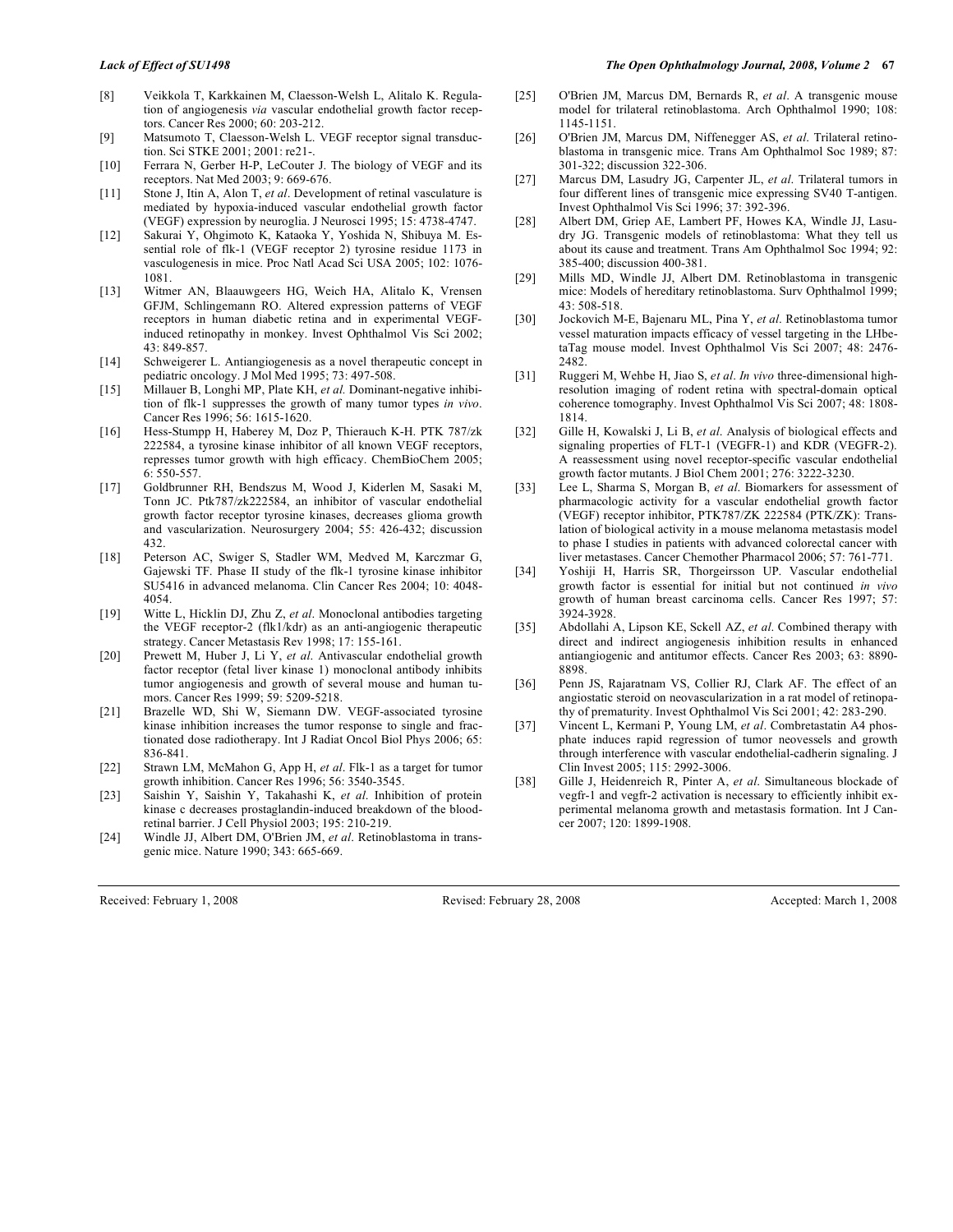[8] Veikkola T, Karkkainen M, Claesson-Welsh L, Alitalo K. Regulation of angiogenesis *via* vascular endothelial growth factor receptors. Cancer Res 2000; 60: 203-212.

[9] Matsumoto T, Claesson-Welsh L. VEGF receptor signal transduction. Sci STKE 2001; 2001: re21-.

[10] Ferrara N, Gerber H-P, LeCouter J. The biology of VEGF and its receptors. Nat Med 2003; 9: 669-676.

[11] Stone J, Itin A, Alon T, *et al*. Development of retinal vasculature is mediated by hypoxia-induced vascular endothelial growth factor (VEGF) expression by neuroglia. J Neurosci 1995; 15: 4738-4747.

[12] Sakurai Y, Ohgimoto K, Kataoka Y, Yoshida N, Shibuya M. Essential role of flk-1 (VEGF receptor 2) tyrosine residue 1173 in vasculogenesis in mice. Proc Natl Acad Sci USA 2005; 102: 1076-1081.

[13] Witmer AN, Blaauwgeers HG, Weich HA, Alitalo K, Vrensen GFJM, Schlingemann RO. Altered expression patterns of VEGF receptors in human diabetic retina and in experimental VEGF-induced retinopathy in monkey. Invest Ophthalmol Vis Sci 2002; 43: 849-857.

[14] Schweigerer L. Antiangiogenesis as a novel therapeutic concept in pediatric oncology. J Mol Med 1995; 73: 497-508.

[15] Millauer B, Longhi MP, Plate KH, *et al.* Dominant-negative inhibition of flk-1 suppresses the growth of many tumor types *in vivo*. Cancer Res 1996; 56: 1615-1620.

[16] Hess-Stumpp H, Haberey M, Doz P, Thierauch K-H. PTK 787/zk 222584, a tyrosine kinase inhibitor of all known VEGF receptors, represses tumor growth with high efficacy. ChemBioChem 2005; 6: 550-557.

[17] Goldbrunner RH, Bendszus M, Wood J, Kiderlen M, Sasaki M, Tonn JC. Ptk787/zk222584, an inhibitor of vascular endothelial growth factor receptor tyrosine kinases, decreases glioma growth and vascularization. Neurosurgery 2004; 55: 426-432; discussion 432.

[18] Peterson AC, Swiger S, Stadler WM, Medved M, Karczmar G, Gajewski TF. Phase II study of the flk-1 tyrosine kinase inhibitor SU5416 in advanced melanoma. Clin Cancer Res 2004; 10: 4048-4054.

[19] Witte L, Hicklin DJ, Zhu Z, *et al*. Monoclonal antibodies targeting the VEGF receptor-2 (flk1/kdr) as an anti-angiogenic therapeutic strategy. Cancer Metastasis Rev 1998; 17: 155-161.

[20] Prewett M, Huber J, Li Y, *et al*. Antivascular endothelial growth factor receptor (fetal liver kinase 1) monoclonal antibody inhibits tumor angiogenesis and growth of several mouse and human tumors. Cancer Res 1999; 59: 5209-5218.

[21] Brazelle WD, Shi W, Siemann DW. VEGF-associated tyrosine kinase inhibition increases the tumor response to single and fractionated dose radiotherapy. Int J Radiat Oncol Biol Phys 2006; 65: 836-841.

[22] Strawn LM, McMahon G, App H, *et al*. Flk-1 as a target for tumor growth inhibition. Cancer Res 1996; 56: 3540-3545.

[23] Saishin Y, Saishin Y, Takahashi K, *et al*. Inhibition of protein kinase c decreases prostaglandin-induced breakdown of the blood-retinal barrier. J Cell Physiol 2003; 195: 210-219.

[24] Windle JJ, Albert DM, O'Brien JM, *et al*. Retinoblastoma in transgenic mice. Nature 1990; 343: 665-669.

[25] O'Brien JM, Marcus DM, Bernards R, *et al*. A transgenic mouse model for trilateral retinoblastoma. Arch Ophthalmol 1990; 108: 1145-1151.

[26] O'Brien JM, Marcus DM, Niffenegger AS, *et al*. Trilateral retinoblastoma in transgenic mice. Trans Am Ophthalmol Soc 1989; 87: 301-322; discussion 322-306.

[27] Marcus DM, Lasudry JG, Carpenter JL, *et al*. Trilateral tumors in four different lines of transgenic mice expressing SV40 T-antigen. Invest Ophthalmol Vis Sci 1996; 37: 392-396.

[28] Albert DM, Griep AE, Lambert PF, Howes KA, Windle JJ, Lasudry JG. Transgenic models of retinoblastoma: What they tell us about its cause and treatment. Trans Am Ophthalmol Soc 1994; 92: 385-400; discussion 400-381.

[29] Mills MD, Windle JJ, Albert DM. Retinoblastoma in transgenic mice: Models of hereditary retinoblastoma. Surv Ophthalmol 1999; 43: 508-518.

[30] Jockovich M-E, Bajenaru ML, Pina Y, *et al*. Retinoblastoma tumor vessel maturation impacts efficacy of vessel targeting in the LHbetaTag mouse model. Invest Ophthalmol Vis Sci 2007; 48: 2476-2482.

[31] Ruggeri M, Wehbe H, Jiao S, *et al*. *In vivo* three-dimensional high-resolution imaging of rodent retina with spectral-domain optical coherence tomography. Invest Ophthalmol Vis Sci 2007; 48: 1808-1814.

[32] Gille H, Kowalski J, Li B, *et al*. Analysis of biological effects and signaling properties of FLT-1 (VEGFR-1) and KDR (VEGFR-2). A reassessment using novel receptor-specific vascular endothelial growth factor mutants. J Biol Chem 2001; 276: 3222-3230.

[33] Lee L, Sharma S, Morgan B, *et al*. Biomarkers for assessment of pharmacologic activity for a vascular endothelial growth factor (VEGF) receptor inhibitor, PTK787/ZK 222584 (PTK/ZK): Translation of biological activity in a mouse melanoma metastasis model to phase I studies in patients with advanced colorectal cancer with liver metastases. Cancer Chemother Pharmacol 2006; 57: 761-771.

[34] Yoshiji H, Harris SR, Thorgeirsson UP. Vascular endothelial growth factor is essential for initial but not continued *in vivo* growth of human breast carcinoma cells. Cancer Res 1997; 57: 3924-3928.

[35] Abdollahi A, Lipson KE, Sckell AZ, *et al*. Combined therapy with direct and indirect angiogenesis inhibition results in enhanced antiangiogenic and antitumor effects. Cancer Res 2003; 63: 8890-8898.

[36] Penn JS, Rajaratnam VS, Collier RJ, Clark AF. The effect of an angiostatic steroid on neovascularization in a rat model of retinopathy of prematurity. Invest Ophthalmol Vis Sci 2001; 42: 283-290.

[37] Vincent L, Kermani P, Young LM, *et al*. Combretastatin A4 phosphate induces rapid regression of tumor neovessels and growth through interference with vascular endothelial-cadherin signaling. J Clin Invest 2005; 115: 2992-3006.

[38] Gille J, Heidenreich R, Pinter A, *et al*. Simultaneous blockade of vegfr-1 and vegfr-2 activation is necessary to efficiently inhibit experimental melanoma growth and metastasis formation. Int J Cancer 2007; 120: 1899-1908.

Received: February 1, 2008 Revised: February 28, 2008 Accepted: March 1, 2008